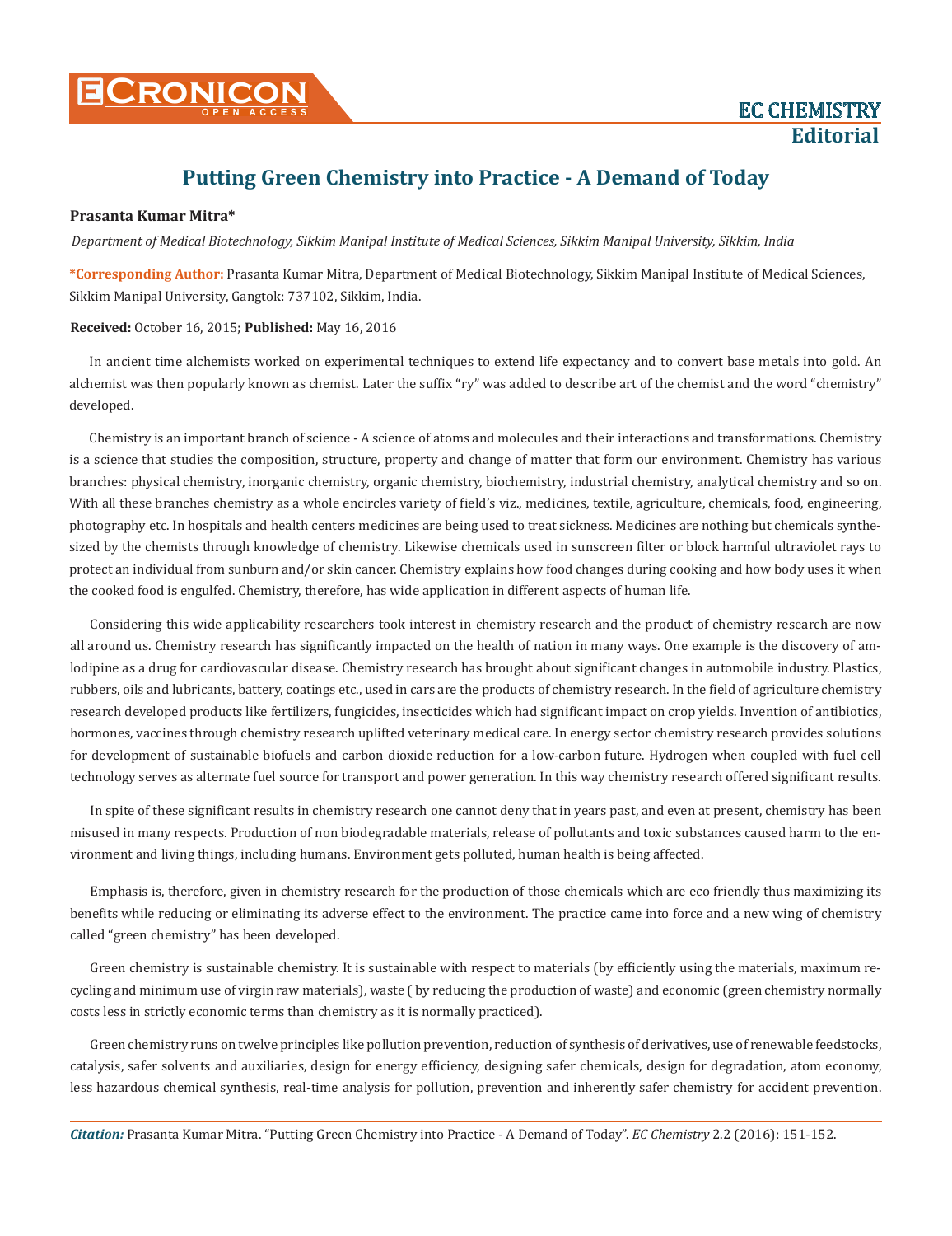# Putting Green Chemistry into Practice - A Demand of Today

**Prasanta Kumar Mitra***

*Department of Medical Biotechnology, Sikkim Manipal Institute of Medical Sciences, Sikkim Manipal University, Sikkim, India*

**\*Corresponding Author:** Prasanta Kumar Mitra, Department of Medical Biotechnology, Sikkim Manipal Institute of Medical Sciences, Sikkim Manipal University, Gangtok: 737102, Sikkim, India.

**Received:** October 16, 2015; **Published:** May 16, 2016

In ancient time alchemists worked on experimental techniques to extend life expectancy and to convert base metals into gold. An alchemist was then popularly known as chemist. Later the suffix "ry" was added to describe art of the chemist and the word "chemistry" developed.

Chemistry is an important branch of science - A science of atoms and molecules and their interactions and transformations. Chemistry is a science that studies the composition, structure, property and change of matter that form our environment. Chemistry has various branches: physical chemistry, inorganic chemistry, organic chemistry, biochemistry, industrial chemistry, analytical chemistry and so on. With all these branches chemistry as a whole encircles variety of field's viz., medicines, textile, agriculture, chemicals, food, engineering, photography etc. In hospitals and health centers medicines are being used to treat sickness. Medicines are nothing but chemicals synthesized by the chemists through knowledge of chemistry. Likewise chemicals used in sunscreen filter or block harmful ultraviolet rays to protect an individual from sunburn and/or skin cancer. Chemistry explains how food changes during cooking and how body uses it when the cooked food is engulfed. Chemistry, therefore, has wide application in different aspects of human life.

Considering this wide applicability researchers took interest in chemistry research and the product of chemistry research are now all around us. Chemistry research has significantly impacted on the health of nation in many ways. One example is the discovery of amlodipine as a drug for cardiovascular disease. Chemistry research has brought about significant changes in automobile industry. Plastics, rubbers, oils and lubricants, battery, coatings etc., used in cars are the products of chemistry research. In the field of agriculture chemistry research developed products like fertilizers, fungicides, insecticides which had significant impact on crop yields. Invention of antibiotics, hormones, vaccines through chemistry research uplifted veterinary medical care. In energy sector chemistry research provides solutions for development of sustainable biofuels and carbon dioxide reduction for a low-carbon future. Hydrogen when coupled with fuel cell technology serves as alternate fuel source for transport and power generation. In this way chemistry research offered significant results.

In spite of these significant results in chemistry research one cannot deny that in years past, and even at present, chemistry has been misused in many respects. Production of non biodegradable materials, release of pollutants and toxic substances caused harm to the environment and living things, including humans. Environment gets polluted, human health is being affected.

Emphasis is, therefore, given in chemistry research for the production of those chemicals which are eco friendly thus maximizing its benefits while reducing or eliminating its adverse effect to the environment. The practice came into force and a new wing of chemistry called "green chemistry" has been developed.

Green chemistry is sustainable chemistry. It is sustainable with respect to materials (by efficiently using the materials, maximum recycling and minimum use of virgin raw materials), waste ( by reducing the production of waste) and economic (green chemistry normally costs less in strictly economic terms than chemistry as it is normally practiced).

Green chemistry runs on twelve principles like pollution prevention, reduction of synthesis of derivatives, use of renewable feedstocks, catalysis, safer solvents and auxiliaries, design for energy efficiency, designing safer chemicals, design for degradation, atom economy, less hazardous chemical synthesis, real-time analysis for pollution, prevention and inherently safer chemistry for accident prevention.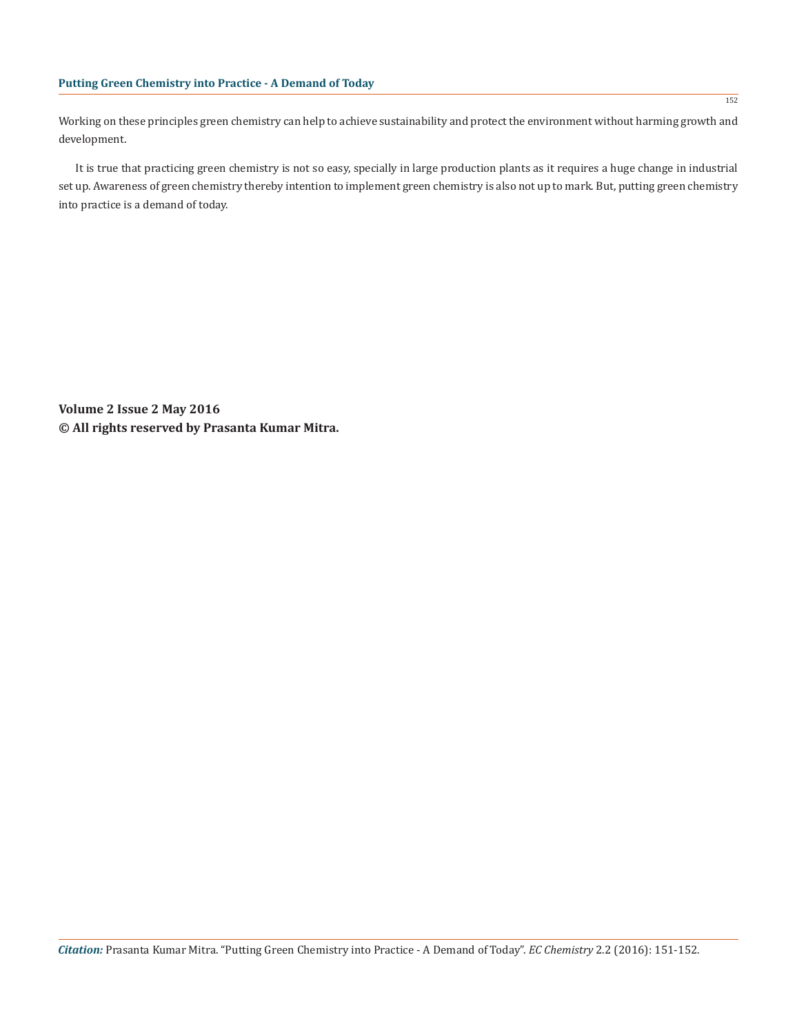Working on these principles green chemistry can help to achieve sustainability and protect the environment without harming growth and development.

It is true that practicing green chemistry is not so easy, specially in large production plants as it requires a huge change in industrial set up. Awareness of green chemistry thereby intention to implement green chemistry is also not up to mark. But, putting green chemistry into practice is a demand of today.

**Volume 2 Issue 2 May 2016**
**© All rights reserved by Prasanta Kumar Mitra.**